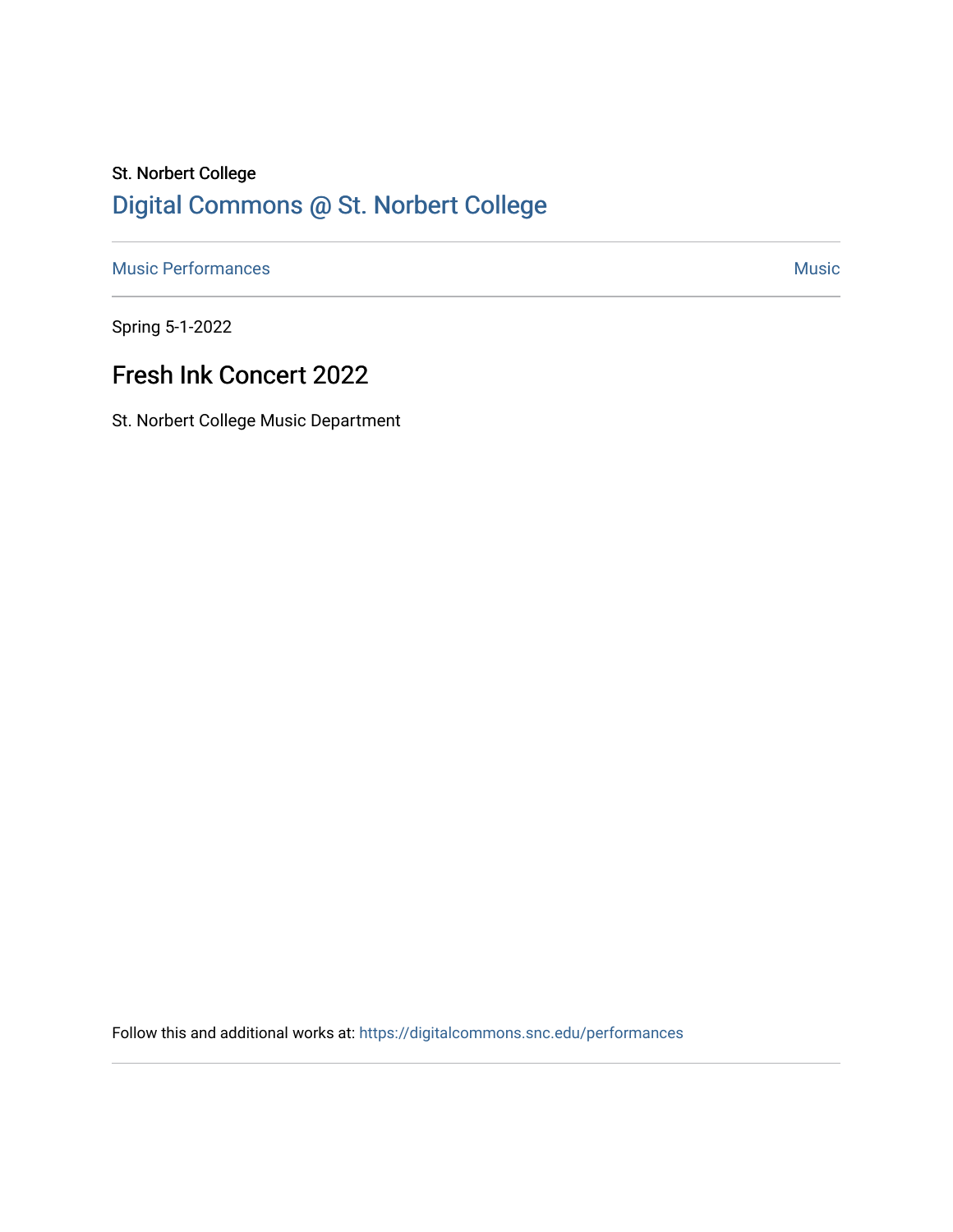St. Norbert College

Digital Commons @ St. Norbert College

Music Performances | Music

Spring 5-1-2022

# Fresh Ink Concert 2022

St. Norbert College Music Department

Follow this and additional works at: https://digitalcommons.snc.edu/performances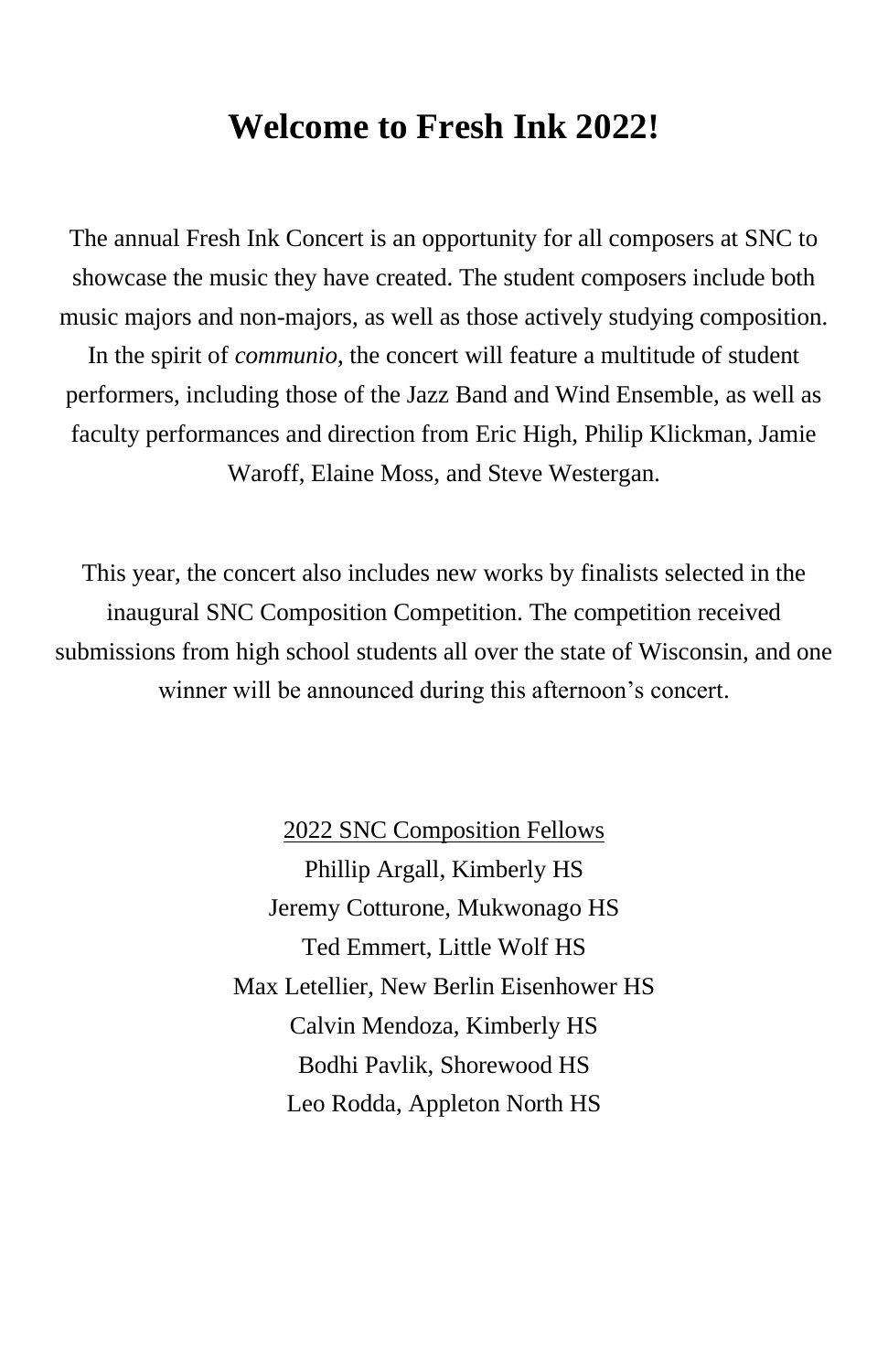# Welcome to Fresh Ink 2022!

The annual Fresh Ink Concert is an opportunity for all composers at SNC to showcase the music they have created. The student composers include both music majors and non-majors, as well as those actively studying composition. In the spirit of *communio*, the concert will feature a multitude of student performers, including those of the Jazz Band and Wind Ensemble, as well as faculty performances and direction from Eric High, Philip Klickman, Jamie Waroff, Elaine Moss, and Steve Westergan.

This year, the concert also includes new works by finalists selected in the inaugural SNC Composition Competition. The competition received submissions from high school students all over the state of Wisconsin, and one winner will be announced during this afternoon's concert.

<u>2022 SNC Composition Fellows</u>

Phillip Argall, Kimberly HS
Jeremy Cotturone, Mukwonago HS
Ted Emmert, Little Wolf HS
Max Letellier, New Berlin Eisenhower HS
Calvin Mendoza, Kimberly HS
Bodhi Pavlik, Shorewood HS
Leo Rodda, Appleton North HS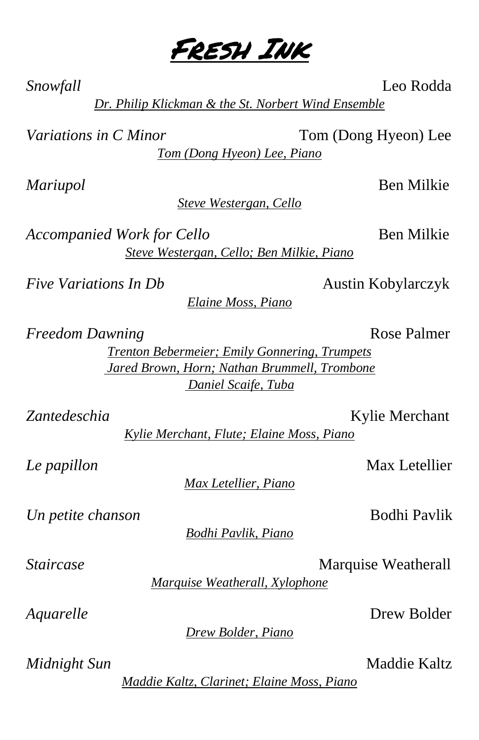# Fresh Ink

*Snowfall* — Leo Rodda

*Dr. Philip Klickman & the St. Norbert Wind Ensemble*

*Variations in C Minor* — Tom (Dong Hyeon) Lee

*Tom (Dong Hyeon) Lee, Piano*

*Mariupol* — Ben Milkie

*Steve Westergan, Cello*

*Accompanied Work for Cello* — Ben Milkie

*Steve Westergan, Cello; Ben Milkie, Piano*

*Five Variations In Db* — Austin Kobylarczyk

*Elaine Moss, Piano*

*Freedom Dawning* — Rose Palmer

*Trenton Bebermeier; Emily Gonnering, Trumpets*
*Jared Brown, Horn; Nathan Brummell, Trombone*
*Daniel Scaife, Tuba*

*Zantedeschia* — Kylie Merchant

*Kylie Merchant, Flute; Elaine Moss, Piano*

*Le papillon* — Max Letellier

*Max Letellier, Piano*

*Un petite chanson* — Bodhi Pavlik

*Bodhi Pavlik, Piano*

*Staircase* — Marquise Weatherall

*Marquise Weatherall, Xylophone*

*Aquarelle* — Drew Bolder

*Drew Bolder, Piano*

*Midnight Sun* — Maddie Kaltz

*Maddie Kaltz, Clarinet; Elaine Moss, Piano*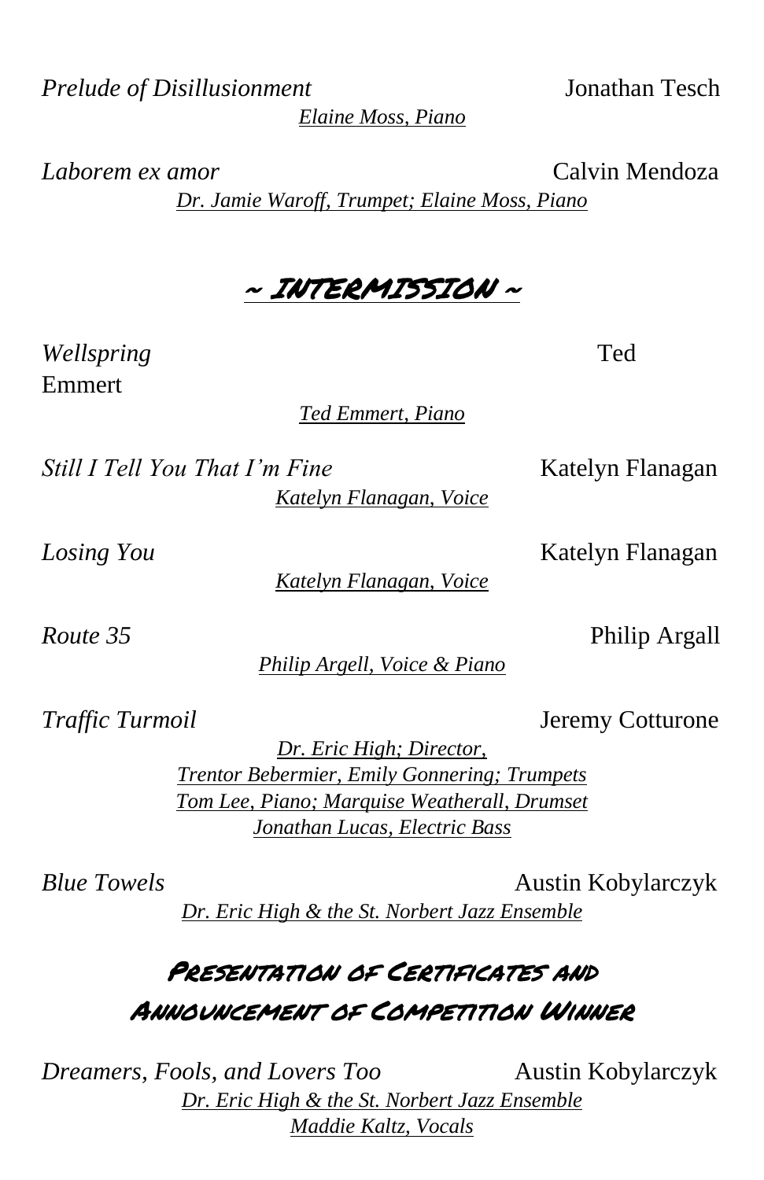*Prelude of Disillusionment* — Jonathan Tesch

*Elaine Moss, Piano*

*Laborem ex amor* — Calvin Mendoza

*Dr. Jamie Waroff, Trumpet; Elaine Moss, Piano*

## ~ INTERMISSION ~

*Wellspring* — Ted Emmert

*Ted Emmert, Piano*

*Still I Tell You That I'm Fine* — Katelyn Flanagan

*Katelyn Flanagan, Voice*

*Losing You* — Katelyn Flanagan

*Katelyn Flanagan, Voice*

*Route 35* — Philip Argall

*Philip Argell, Voice & Piano*

*Traffic Turmoil* — Jeremy Cotturone

*Dr. Eric High; Director,*
*Trentor Bebermier, Emily Gonnering; Trumpets*
*Tom Lee, Piano; Marquise Weatherall, Drumset*
*Jonathan Lucas, Electric Bass*

*Blue Towels* — Austin Kobylarczyk

*Dr. Eric High & the St. Norbert Jazz Ensemble*

## Presentation of Certificates and Announcement of Competition Winner

*Dreamers, Fools, and Lovers Too* — Austin Kobylarczyk

*Dr. Eric High & the St. Norbert Jazz Ensemble*
*Maddie Kaltz, Vocals*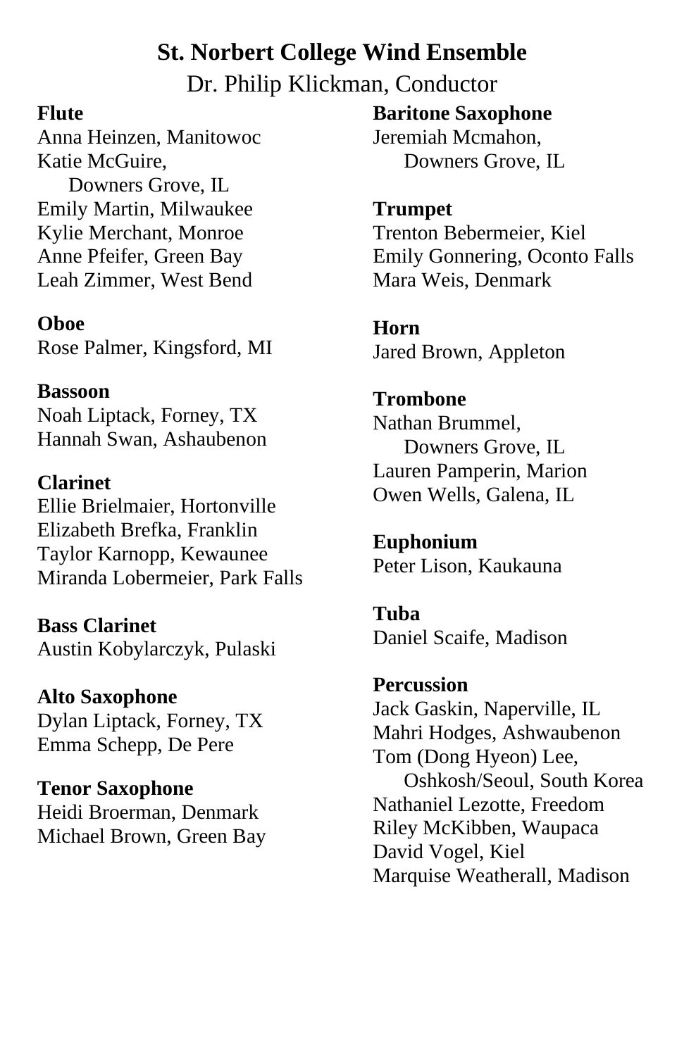# St. Norbert College Wind Ensemble

Dr. Philip Klickman, Conductor

**Flute**
Anna Heinzen, Manitowoc
Katie McGuire,
Downers Grove, IL
Emily Martin, Milwaukee
Kylie Merchant, Monroe
Anne Pfeifer, Green Bay
Leah Zimmer, West Bend

**Oboe**
Rose Palmer, Kingsford, MI

**Bassoon**
Noah Liptack, Forney, TX
Hannah Swan, Ashaubenon

**Clarinet**
Ellie Brielmaier, Hortonville
Elizabeth Brefka, Franklin
Taylor Karnopp, Kewaunee
Miranda Lobermeier, Park Falls

**Bass Clarinet**
Austin Kobylarczyk, Pulaski

**Alto Saxophone**
Dylan Liptack, Forney, TX
Emma Schepp, De Pere

**Tenor Saxophone**
Heidi Broerman, Denmark
Michael Brown, Green Bay

**Baritone Saxophone**
Jeremiah Mcmahon,
Downers Grove, IL

**Trumpet**
Trenton Bebermeier, Kiel
Emily Gonnering, Oconto Falls
Mara Weis, Denmark

**Horn**
Jared Brown, Appleton

**Trombone**
Nathan Brummel,
Downers Grove, IL
Lauren Pamperin, Marion
Owen Wells, Galena, IL

**Euphonium**
Peter Lison, Kaukauna

**Tuba**
Daniel Scaife, Madison

**Percussion**
Jack Gaskin, Naperville, IL
Mahri Hodges, Ashwaubenon
Tom (Dong Hyeon) Lee,
Oshkosh/Seoul, South Korea
Nathaniel Lezotte, Freedom
Riley McKibben, Waupaca
David Vogel, Kiel
Marquise Weatherall, Madison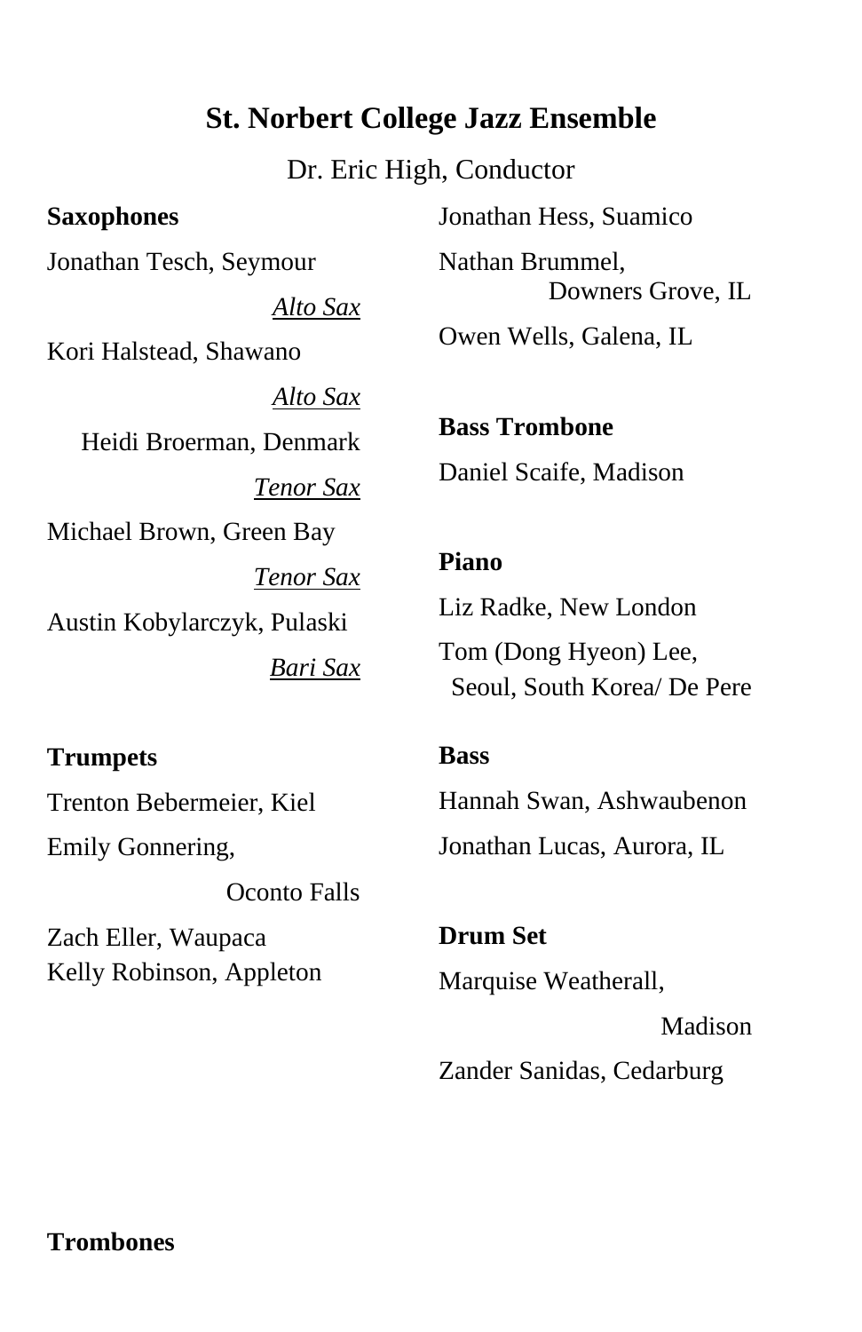## St. Norbert College Jazz Ensemble

Dr. Eric High, Conductor

**Saxophones**

Jonathan Tesch, Seymour

*Alto Sax*

Kori Halstead, Shawano

*Alto Sax*

Heidi Broerman, Denmark

*Tenor Sax*

Michael Brown, Green Bay

*Tenor Sax*

Austin Kobylarczyk, Pulaski

*Bari Sax*

**Trumpets**

Trenton Bebermeier, Kiel

Emily Gonnering, Oconto Falls

Zach Eller, Waupaca

Kelly Robinson, Appleton

**Trombones**

Jonathan Hess, Suamico

Nathan Brummel, Downers Grove, IL

Owen Wells, Galena, IL

**Bass Trombone**

Daniel Scaife, Madison

**Piano**

Liz Radke, New London

Tom (Dong Hyeon) Lee, Seoul, South Korea/ De Pere

**Bass**

Hannah Swan, Ashwaubenon

Jonathan Lucas, Aurora, IL

**Drum Set**

Marquise Weatherall, Madison

Zander Sanidas, Cedarburg